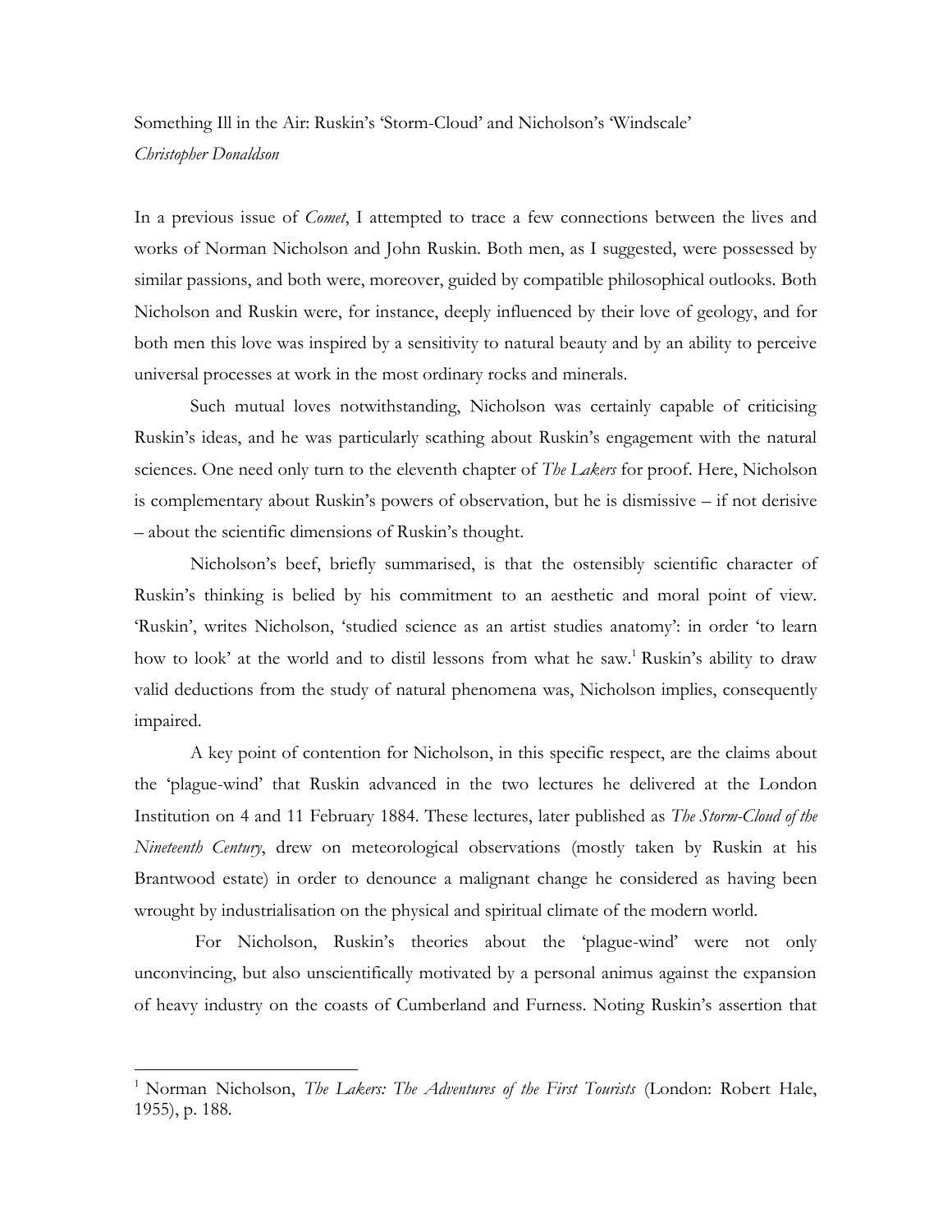Something Ill in the Air: Ruskin's 'Storm-Cloud' and Nicholson's 'Windscale'

*Christopher Donaldson*

In a previous issue of *Comet*, I attempted to trace a few connections between the lives and works of Norman Nicholson and John Ruskin. Both men, as I suggested, were possessed by similar passions, and both were, moreover, guided by compatible philosophical outlooks. Both Nicholson and Ruskin were, for instance, deeply influenced by their love of geology, and for both men this love was inspired by a sensitivity to natural beauty and by an ability to perceive universal processes at work in the most ordinary rocks and minerals.

Such mutual loves notwithstanding, Nicholson was certainly capable of criticising Ruskin's ideas, and he was particularly scathing about Ruskin's engagement with the natural sciences. One need only turn to the eleventh chapter of *The Lakers* for proof. Here, Nicholson is complementary about Ruskin's powers of observation, but he is dismissive – if not derisive – about the scientific dimensions of Ruskin's thought.

Nicholson's beef, briefly summarised, is that the ostensibly scientific character of Ruskin's thinking is belied by his commitment to an aesthetic and moral point of view. 'Ruskin', writes Nicholson, 'studied science as an artist studies anatomy': in order 'to learn how to look' at the world and to distil lessons from what he saw.[1] Ruskin's ability to draw valid deductions from the study of natural phenomena was, Nicholson implies, consequently impaired.

A key point of contention for Nicholson, in this specific respect, are the claims about the 'plague-wind' that Ruskin advanced in the two lectures he delivered at the London Institution on 4 and 11 February 1884. These lectures, later published as *The Storm-Cloud of the Nineteenth Century*, drew on meteorological observations (mostly taken by Ruskin at his Brantwood estate) in order to denounce a malignant change he considered as having been wrought by industrialisation on the physical and spiritual climate of the modern world.

For Nicholson, Ruskin's theories about the 'plague-wind' were not only unconvincing, but also unscientifically motivated by a personal animus against the expansion of heavy industry on the coasts of Cumberland and Furness. Noting Ruskin's assertion that

[1] Norman Nicholson, *The Lakers: The Adventures of the First Tourists* (London: Robert Hale, 1955), p. 188.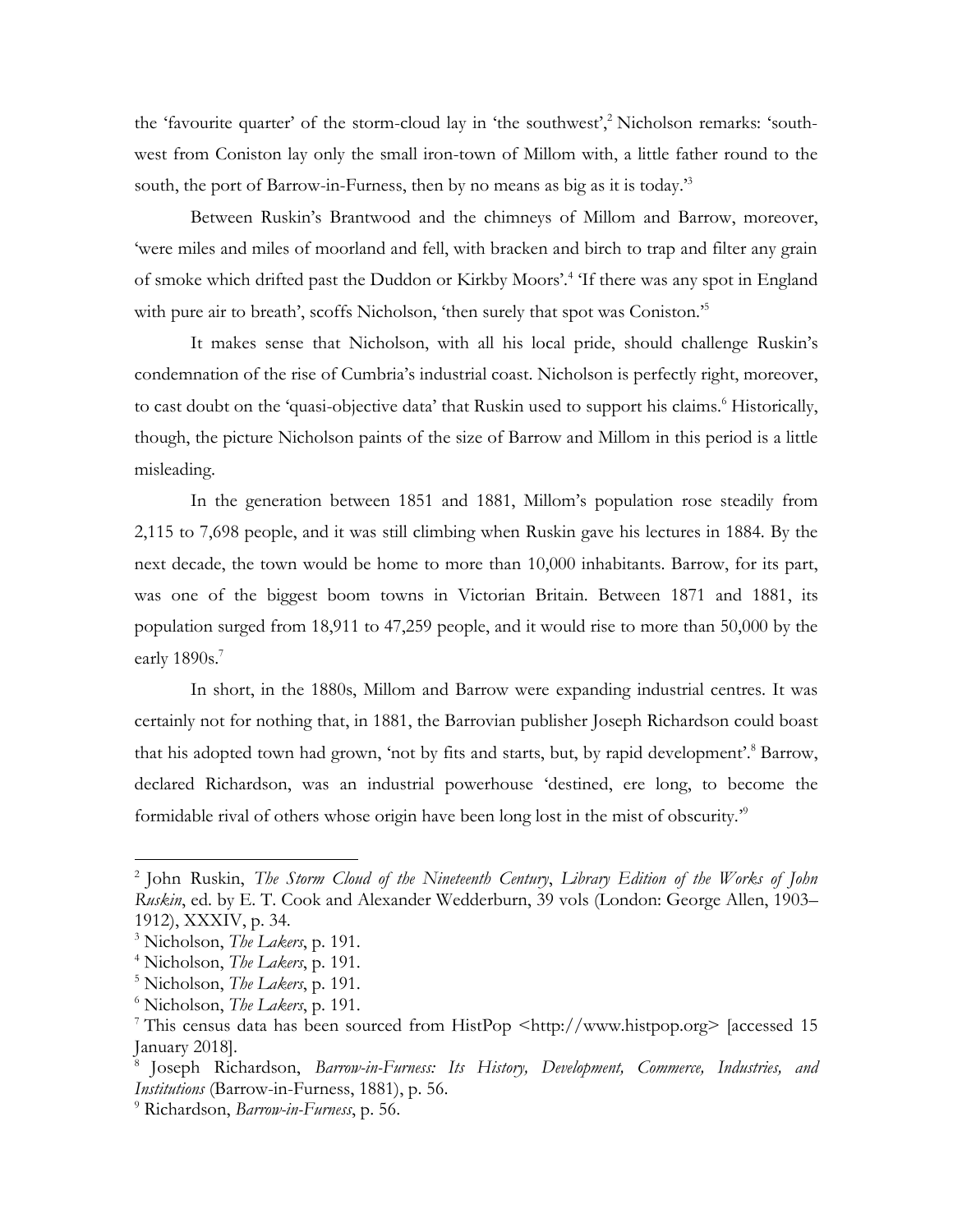the 'favourite quarter' of the storm-cloud lay in 'the southwest',[2] Nicholson remarks: 'south-west from Coniston lay only the small iron-town of Millom with, a little father round to the south, the port of Barrow-in-Furness, then by no means as big as it is today.'[3]

Between Ruskin's Brantwood and the chimneys of Millom and Barrow, moreover, 'were miles and miles of moorland and fell, with bracken and birch to trap and filter any grain of smoke which drifted past the Duddon or Kirkby Moors'.[4] 'If there was any spot in England with pure air to breath', scoffs Nicholson, 'then surely that spot was Coniston.'[5]

It makes sense that Nicholson, with all his local pride, should challenge Ruskin's condemnation of the rise of Cumbria's industrial coast. Nicholson is perfectly right, moreover, to cast doubt on the 'quasi-objective data' that Ruskin used to support his claims.[6] Historically, though, the picture Nicholson paints of the size of Barrow and Millom in this period is a little misleading.

In the generation between 1851 and 1881, Millom's population rose steadily from 2,115 to 7,698 people, and it was still climbing when Ruskin gave his lectures in 1884. By the next decade, the town would be home to more than 10,000 inhabitants. Barrow, for its part, was one of the biggest boom towns in Victorian Britain. Between 1871 and 1881, its population surged from 18,911 to 47,259 people, and it would rise to more than 50,000 by the early 1890s.[7]

In short, in the 1880s, Millom and Barrow were expanding industrial centres. It was certainly not for nothing that, in 1881, the Barrovian publisher Joseph Richardson could boast that his adopted town had grown, 'not by fits and starts, but, by rapid development'.[8] Barrow, declared Richardson, was an industrial powerhouse 'destined, ere long, to become the formidable rival of others whose origin have been long lost in the mist of obscurity.'[9]

---

[2] John Ruskin, *The Storm Cloud of the Nineteenth Century*, *Library Edition of the Works of John Ruskin*, ed. by E. T. Cook and Alexander Wedderburn, 39 vols (London: George Allen, 1903–1912), XXXIV, p. 34.

[3] Nicholson, *The Lakers*, p. 191.

[4] Nicholson, *The Lakers*, p. 191.

[5] Nicholson, *The Lakers*, p. 191.

[6] Nicholson, *The Lakers*, p. 191.

[7] This census data has been sourced from HistPop <http://www.histpop.org> [accessed 15 January 2018].

[8] Joseph Richardson, *Barrow-in-Furness: Its History, Development, Commerce, Industries, and Institutions* (Barrow-in-Furness, 1881), p. 56.

[9] Richardson, *Barrow-in-Furness*, p. 56.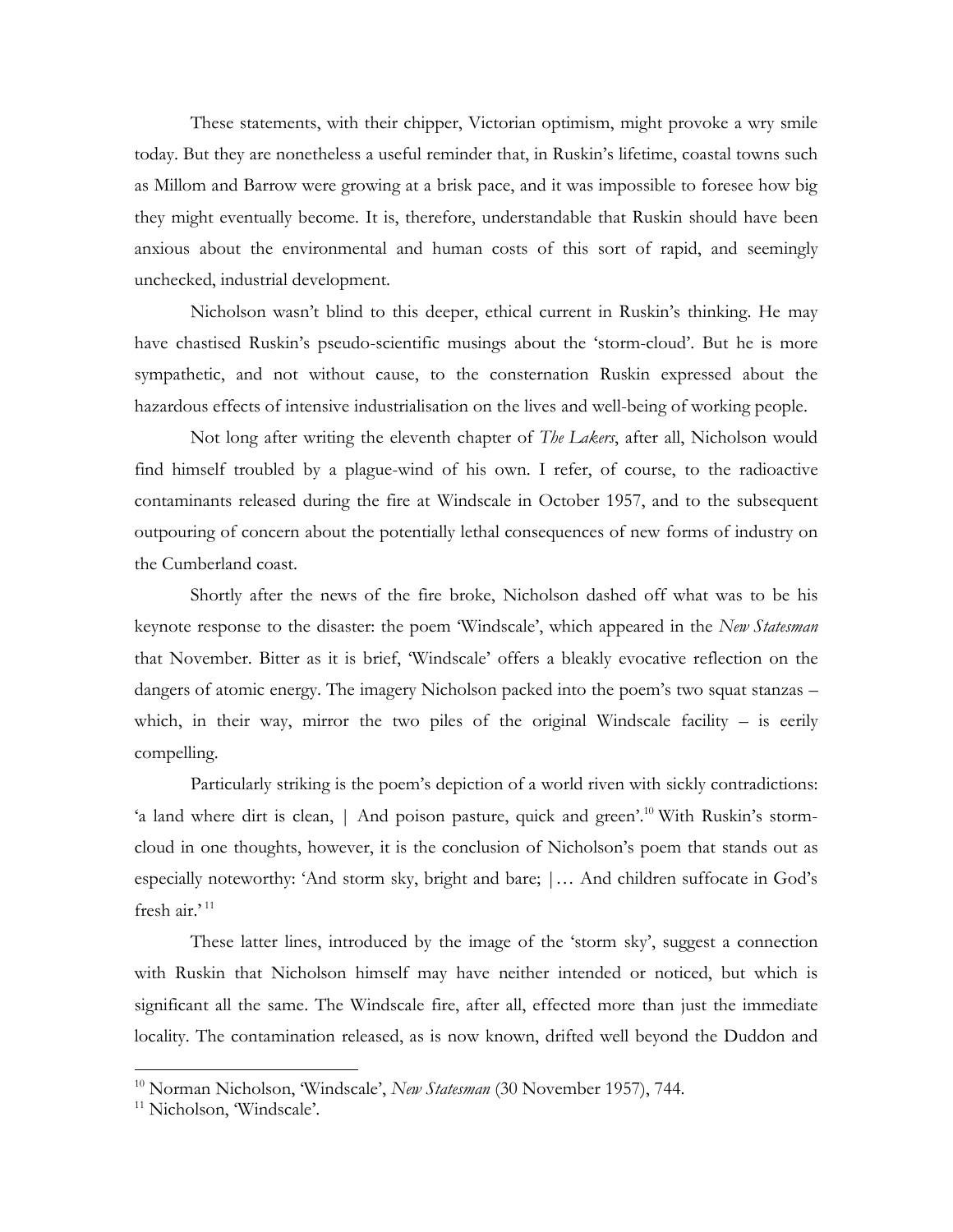These statements, with their chipper, Victorian optimism, might provoke a wry smile today. But they are nonetheless a useful reminder that, in Ruskin's lifetime, coastal towns such as Millom and Barrow were growing at a brisk pace, and it was impossible to foresee how big they might eventually become. It is, therefore, understandable that Ruskin should have been anxious about the environmental and human costs of this sort of rapid, and seemingly unchecked, industrial development.

Nicholson wasn't blind to this deeper, ethical current in Ruskin's thinking. He may have chastised Ruskin's pseudo-scientific musings about the 'storm-cloud'. But he is more sympathetic, and not without cause, to the consternation Ruskin expressed about the hazardous effects of intensive industrialisation on the lives and well-being of working people.

Not long after writing the eleventh chapter of *The Lakers*, after all, Nicholson would find himself troubled by a plague-wind of his own. I refer, of course, to the radioactive contaminants released during the fire at Windscale in October 1957, and to the subsequent outpouring of concern about the potentially lethal consequences of new forms of industry on the Cumberland coast.

Shortly after the news of the fire broke, Nicholson dashed off what was to be his keynote response to the disaster: the poem 'Windscale', which appeared in the *New Statesman* that November. Bitter as it is brief, 'Windscale' offers a bleakly evocative reflection on the dangers of atomic energy. The imagery Nicholson packed into the poem's two squat stanzas – which, in their way, mirror the two piles of the original Windscale facility – is eerily compelling.

Particularly striking is the poem's depiction of a world riven with sickly contradictions: 'a land where dirt is clean, | And poison pasture, quick and green'.[10] With Ruskin's storm-cloud in one thoughts, however, it is the conclusion of Nicholson's poem that stands out as especially noteworthy: 'And storm sky, bright and bare; |… And children suffocate in God's fresh air.'[11]

These latter lines, introduced by the image of the 'storm sky', suggest a connection with Ruskin that Nicholson himself may have neither intended or noticed, but which is significant all the same. The Windscale fire, after all, effected more than just the immediate locality. The contamination released, as is now known, drifted well beyond the Duddon and

[10] Norman Nicholson, 'Windscale', *New Statesman* (30 November 1957), 744.

[11] Nicholson, 'Windscale'.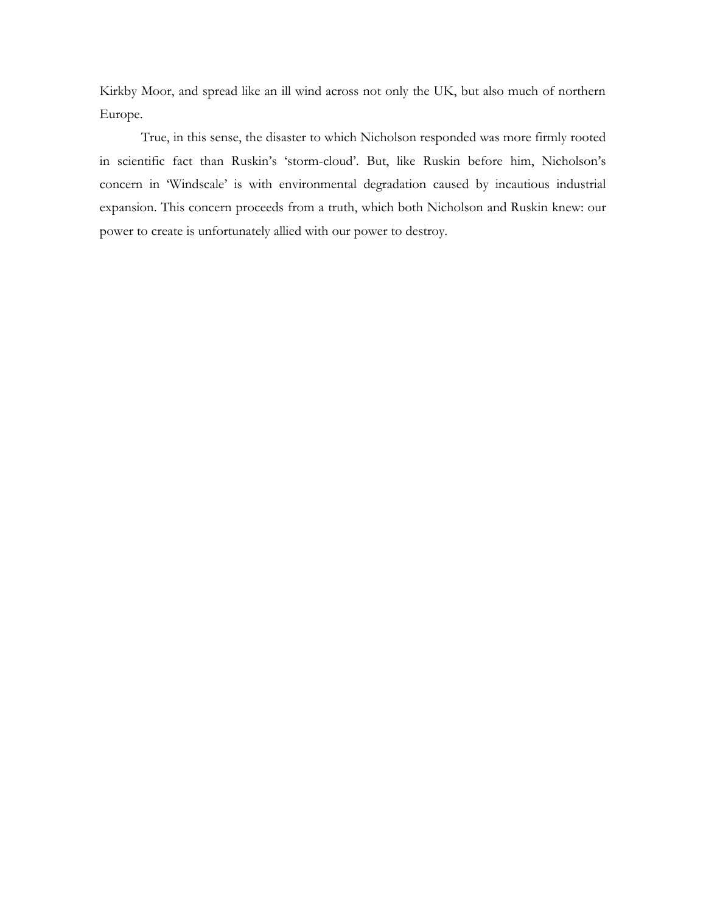Kirkby Moor, and spread like an ill wind across not only the UK, but also much of northern Europe.

True, in this sense, the disaster to which Nicholson responded was more firmly rooted in scientific fact than Ruskin's 'storm-cloud'. But, like Ruskin before him, Nicholson's concern in 'Windscale' is with environmental degradation caused by incautious industrial expansion. This concern proceeds from a truth, which both Nicholson and Ruskin knew: our power to create is unfortunately allied with our power to destroy.